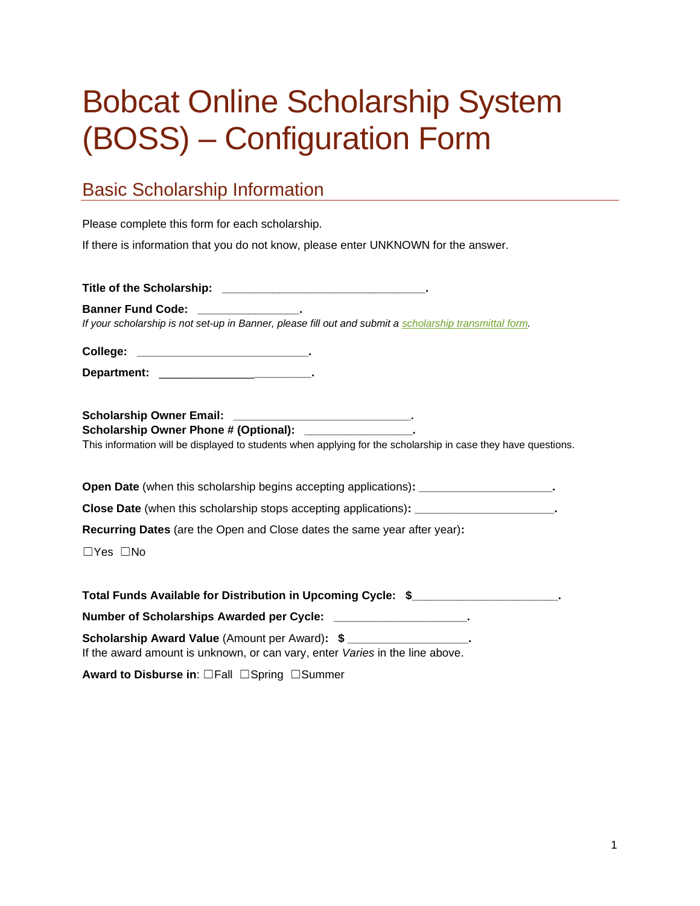# Bobcat Online Scholarship System (BOSS) – Configuration Form

## Basic Scholarship Information

Please complete this form for each scholarship.

If there is information that you do not know, please enter UNKNOWN for the answer.

**Title of the Scholarship: ________________________________.**

**Banner Fund Code: ________________.**
*If your scholarship is not set-up in Banner, please fill out and submit a scholarship transmittal form.*

**College: ___________________________.**

**Department: _________________________.**

**Scholarship Owner Email: ____________________________.**
**Scholarship Owner Phone # (Optional): _________________.**
This information will be displayed to students when applying for the scholarship in case they have questions.

**Open Date** (when this scholarship begins accepting applications)**: _____________________.**

**Close Date** (when this scholarship stops accepting applications)**: ______________________.**

**Recurring Dates** (are the Open and Close dates the same year after year)**:**

☐Yes ☐No

**Total Funds Available for Distribution in Upcoming Cycle: $______________________.**

**Number of Scholarships Awarded per Cycle: _____________________.**

**Scholarship Award Value** (Amount per Award)**: $ ___________________.**
If the award amount is unknown, or can vary, enter *Varies* in the line above.

**Award to Disburse in**: ☐Fall ☐Spring ☐Summer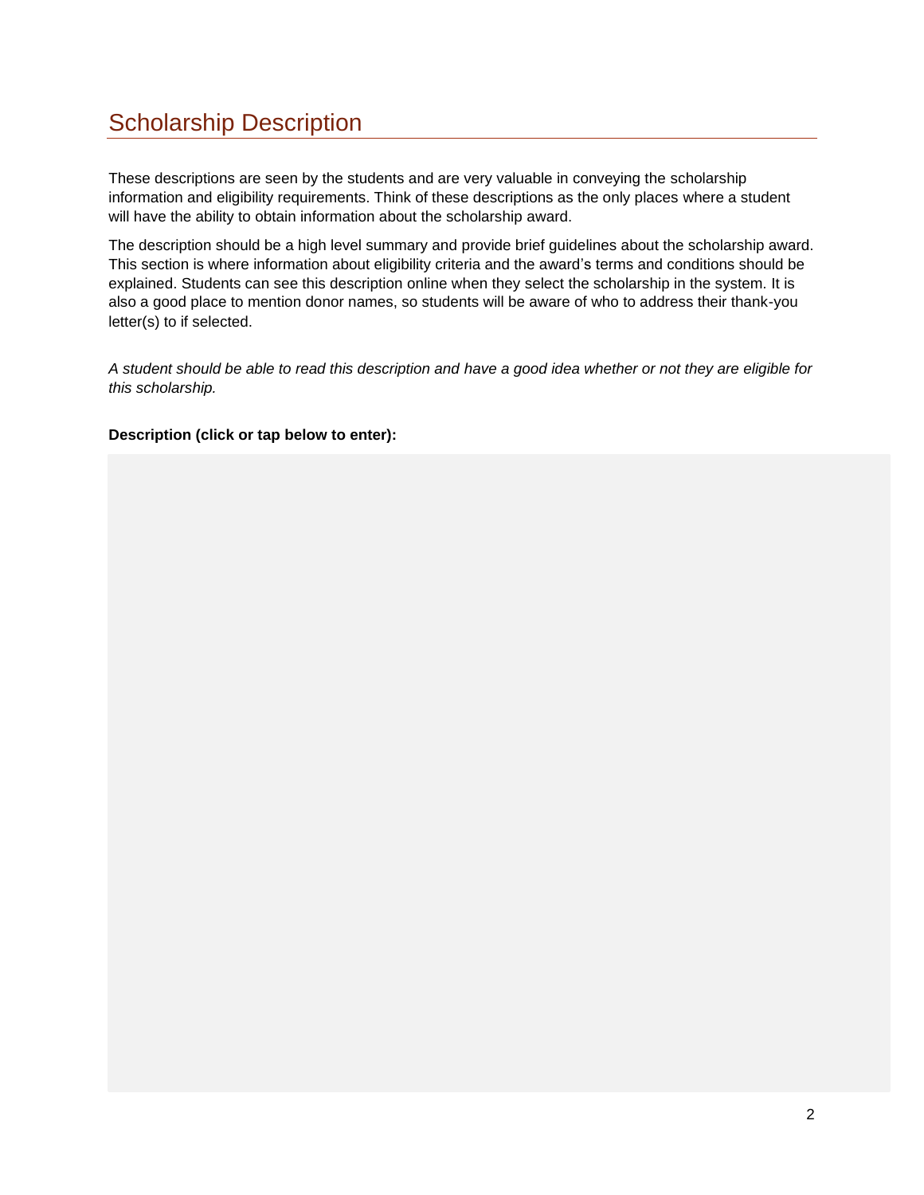# Scholarship Description

These descriptions are seen by the students and are very valuable in conveying the scholarship information and eligibility requirements. Think of these descriptions as the only places where a student will have the ability to obtain information about the scholarship award.

The description should be a high level summary and provide brief guidelines about the scholarship award. This section is where information about eligibility criteria and the award's terms and conditions should be explained. Students can see this description online when they select the scholarship in the system. It is also a good place to mention donor names, so students will be aware of who to address their thank-you letter(s) to if selected.

*A student should be able to read this description and have a good idea whether or not they are eligible for this scholarship.*

**Description (click or tap below to enter):**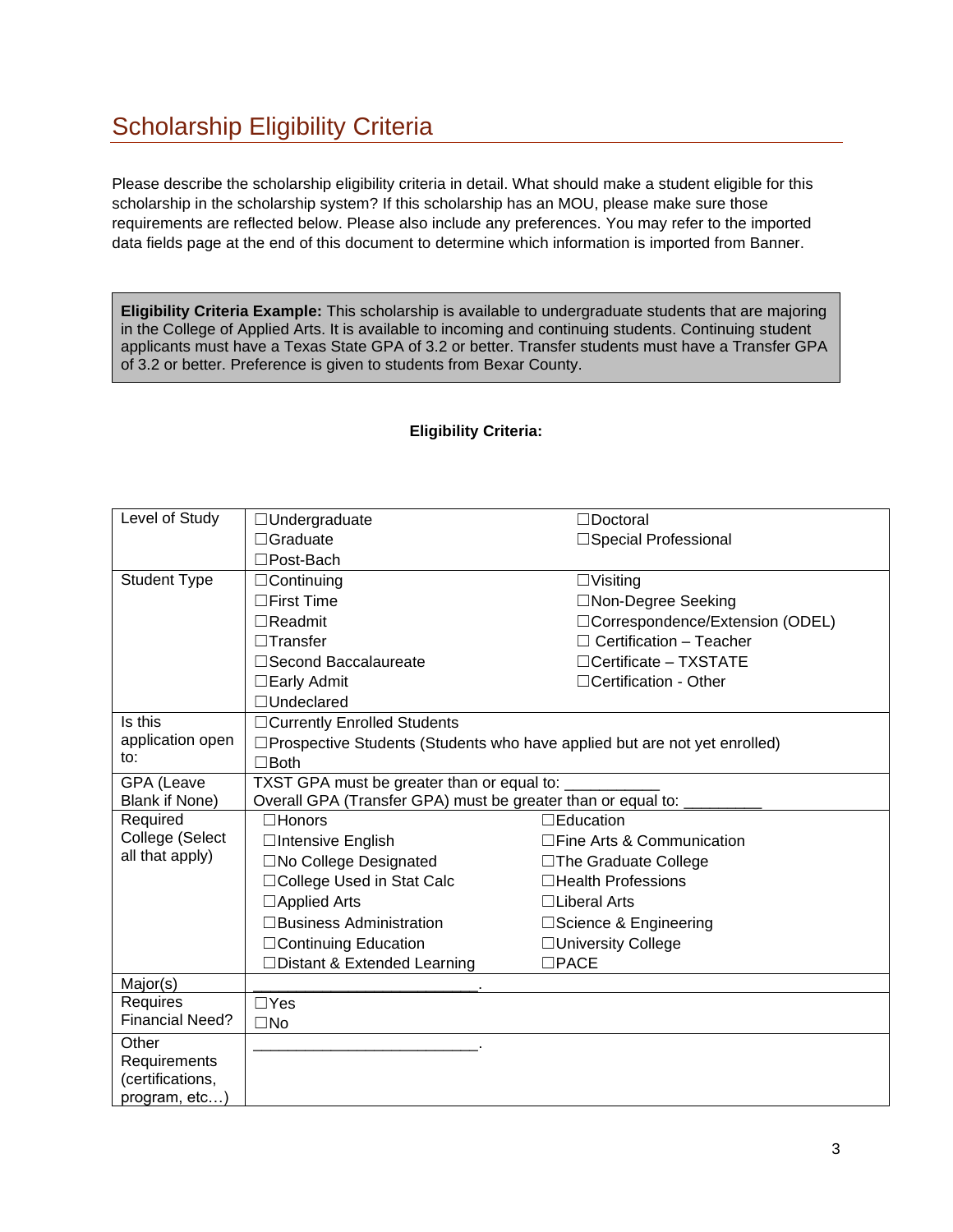## Scholarship Eligibility Criteria

Please describe the scholarship eligibility criteria in detail. What should make a student eligible for this scholarship in the scholarship system? If this scholarship has an MOU, please make sure those requirements are reflected below. Please also include any preferences. You may refer to the imported data fields page at the end of this document to determine which information is imported from Banner.

> **Eligibility Criteria Example:** This scholarship is available to undergraduate students that are majoring in the College of Applied Arts. It is available to incoming and continuing students. Continuing student applicants must have a Texas State GPA of 3.2 or better. Transfer students must have a Transfer GPA of 3.2 or better. Preference is given to students from Bexar County.

**Eligibility Criteria:**

| | | |
|---|---|---|
| Level of Study | ☐Undergraduate<br>☐Graduate<br>☐Post-Bach | ☐Doctoral<br>☐Special Professional |
| Student Type | ☐Continuing<br>☐First Time<br>☐Readmit<br>☐Transfer<br>☐Second Baccalaureate<br>☐Early Admit<br>☐Undeclared | ☐Visiting<br>☐Non-Degree Seeking<br>☐Correspondence/Extension (ODEL)<br>☐ Certification – Teacher<br>☐Certificate – TXSTATE<br>☐Certification - Other |
| Is this application open to: | ☐Currently Enrolled Students<br>☐Prospective Students (Students who have applied but are not yet enrolled)<br>☐Both | |
| GPA (Leave Blank if None) | TXST GPA must be greater than or equal to: ___________<br>Overall GPA (Transfer GPA) must be greater than or equal to: _________ | |
| Required College (Select all that apply) | ☐Honors<br>☐Intensive English<br>☐No College Designated<br>☐College Used in Stat Calc<br>☐Applied Arts<br>☐Business Administration<br>☐Continuing Education<br>☐Distant & Extended Learning | ☐Education<br>☐Fine Arts & Communication<br>☐The Graduate College<br>☐Health Professions<br>☐Liberal Arts<br>☐Science & Engineering<br>☐University College<br>☐PACE |
| Major(s) | __________________________. | |
| Requires Financial Need? | ☐Yes<br>☐No | |
| Other Requirements (certifications, program, etc…) | __________________________. | |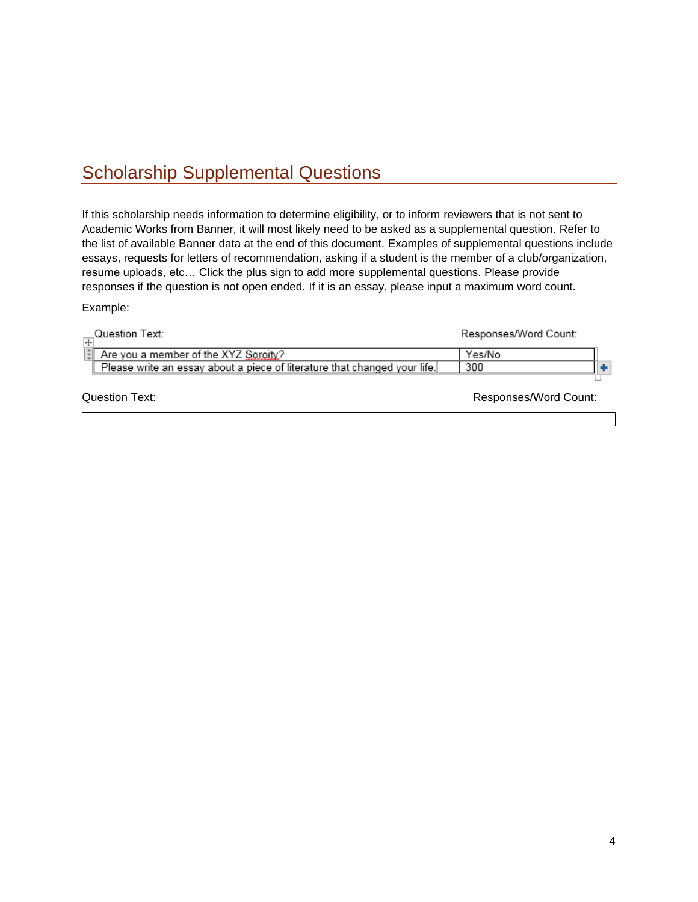## Scholarship Supplemental Questions

If this scholarship needs information to determine eligibility, or to inform reviewers that is not sent to Academic Works from Banner, it will most likely need to be asked as a supplemental question. Refer to the list of available Banner data at the end of this document. Examples of supplemental questions include essays, requests for letters of recommendation, asking if a student is the member of a club/organization, resume uploads, etc… Click the plus sign to add more supplemental questions. Please provide responses if the question is not open ended. If it is an essay, please input a maximum word count.

Example:

| Question Text: | Responses/Word Count: |
|---|---|
| Are you a member of the XYZ Soroity? | Yes/No |
| Please write an essay about a piece of literature that changed your life. | 300 |

| Question Text: | Responses/Word Count: |
|---|---|
| | |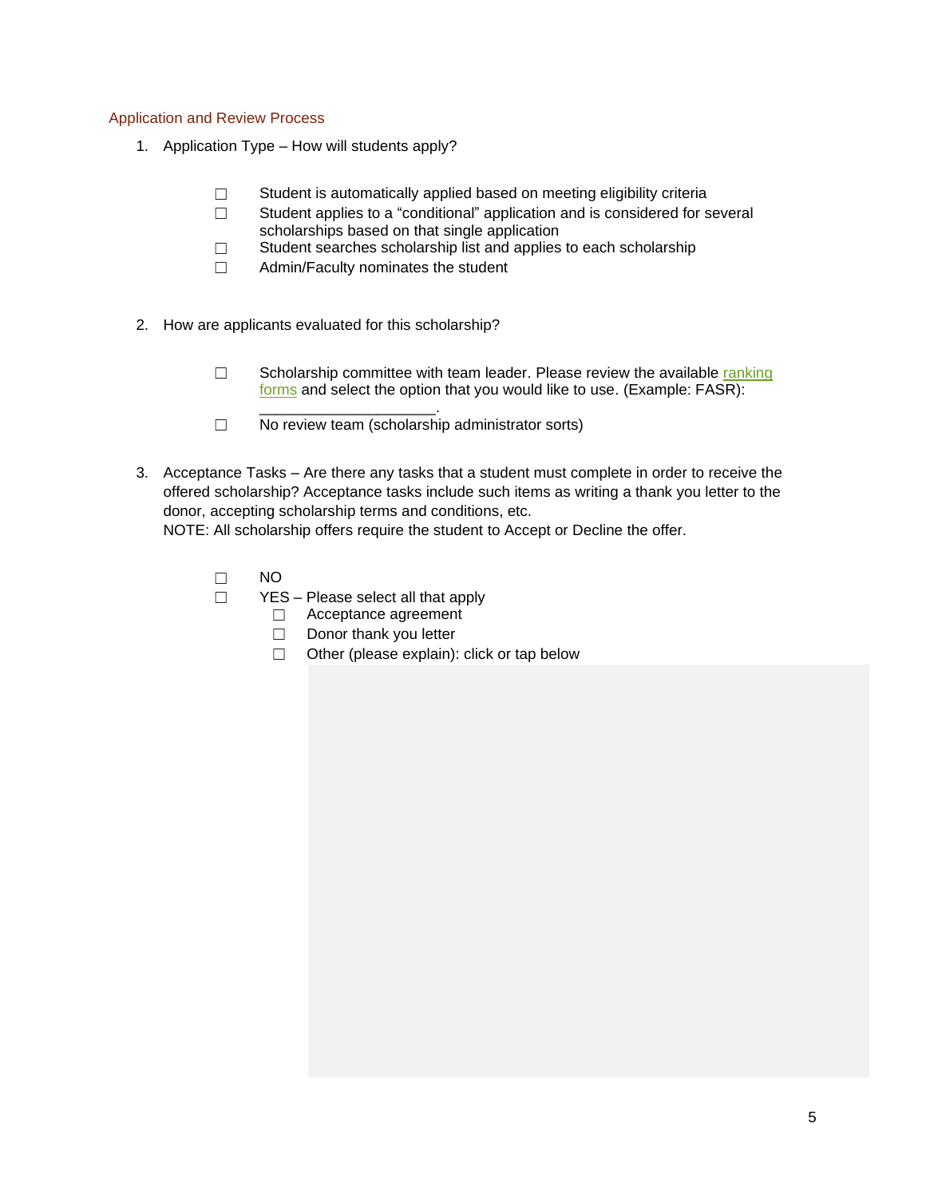## Application and Review Process

1. Application Type – How will students apply?

   ☐ Student is automatically applied based on meeting eligibility criteria
   ☐ Student applies to a "conditional" application and is considered for several scholarships based on that single application
   ☐ Student searches scholarship list and applies to each scholarship
   ☐ Admin/Faculty nominates the student

2. How are applicants evaluated for this scholarship?

   ☐ Scholarship committee with team leader. Please review the available ranking forms and select the option that you would like to use. (Example: FASR): ______________________.
   ☐ No review team (scholarship administrator sorts)

3. Acceptance Tasks – Are there any tasks that a student must complete in order to receive the offered scholarship? Acceptance tasks include such items as writing a thank you letter to the donor, accepting scholarship terms and conditions, etc.
   NOTE: All scholarship offers require the student to Accept or Decline the offer.

   ☐ NO
   ☐ YES – Please select all that apply
      ☐ Acceptance agreement
      ☐ Donor thank you letter
      ☐ Other (please explain): click or tap below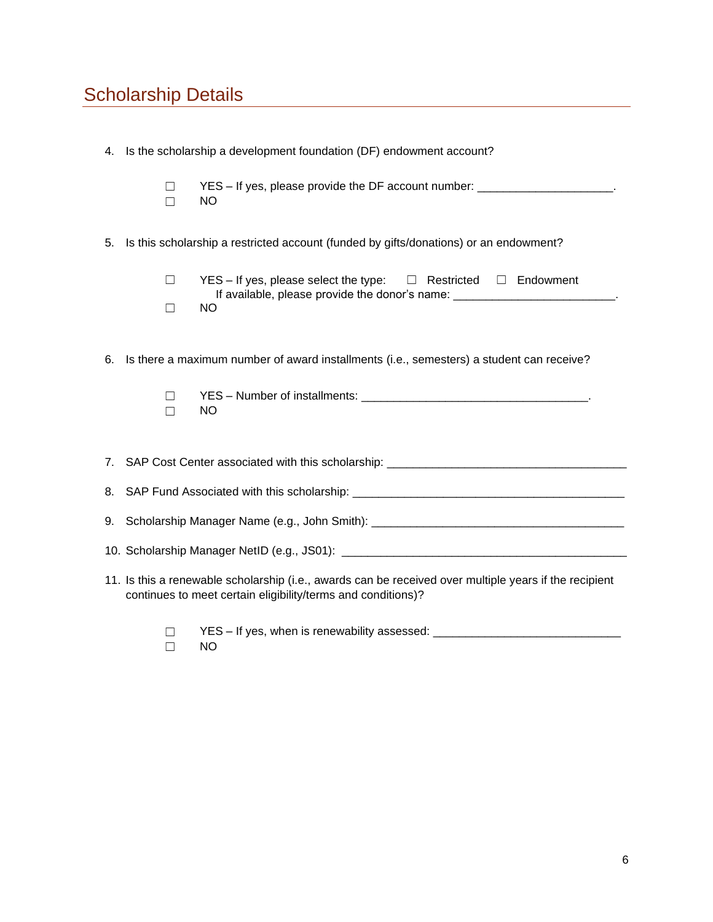## Scholarship Details

4. Is the scholarship a development foundation (DF) endowment account?

   ☐ YES – If yes, please provide the DF account number: ____________________.
   ☐ NO

5. Is this scholarship a restricted account (funded by gifts/donations) or an endowment?

   ☐ YES – If yes, please select the type: ☐ Restricted ☐ Endowment
   If available, please provide the donor's name: ________________________.
   ☐ NO

6. Is there a maximum number of award installments (i.e., semesters) a student can receive?

   ☐ YES – Number of installments: __________________________________.
   ☐ NO

7. SAP Cost Center associated with this scholarship: ___________________________________

8. SAP Fund Associated with this scholarship: ________________________________________

9. Scholarship Manager Name (e.g., John Smith): ______________________________________

10. Scholarship Manager NetID (e.g., JS01): ___________________________________________

11. Is this a renewable scholarship (i.e., awards can be received over multiple years if the recipient continues to meet certain eligibility/terms and conditions)?

    ☐ YES – If yes, when is renewability assessed: ____________________________
    ☐ NO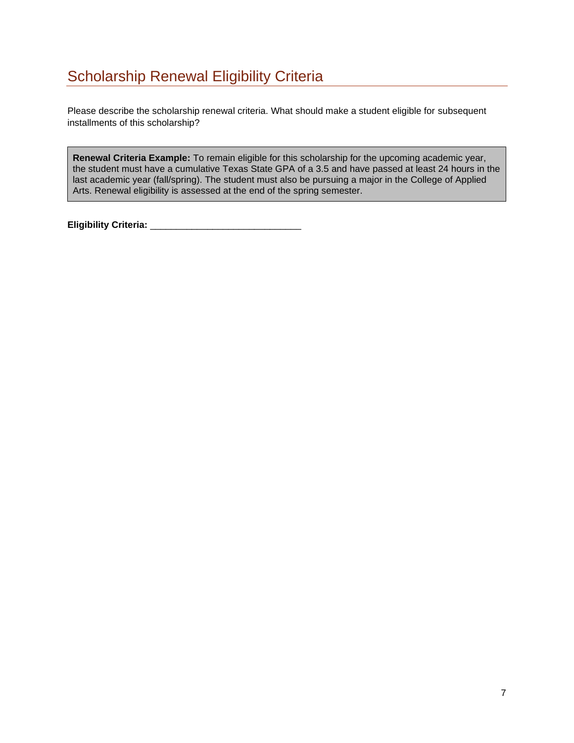# Scholarship Renewal Eligibility Criteria

Please describe the scholarship renewal criteria. What should make a student eligible for subsequent installments of this scholarship?

**Renewal Criteria Example:** To remain eligible for this scholarship for the upcoming academic year, the student must have a cumulative Texas State GPA of a 3.5 and have passed at least 24 hours in the last academic year (fall/spring). The student must also be pursuing a major in the College of Applied Arts. Renewal eligibility is assessed at the end of the spring semester.

**Eligibility Criteria:** _____________________________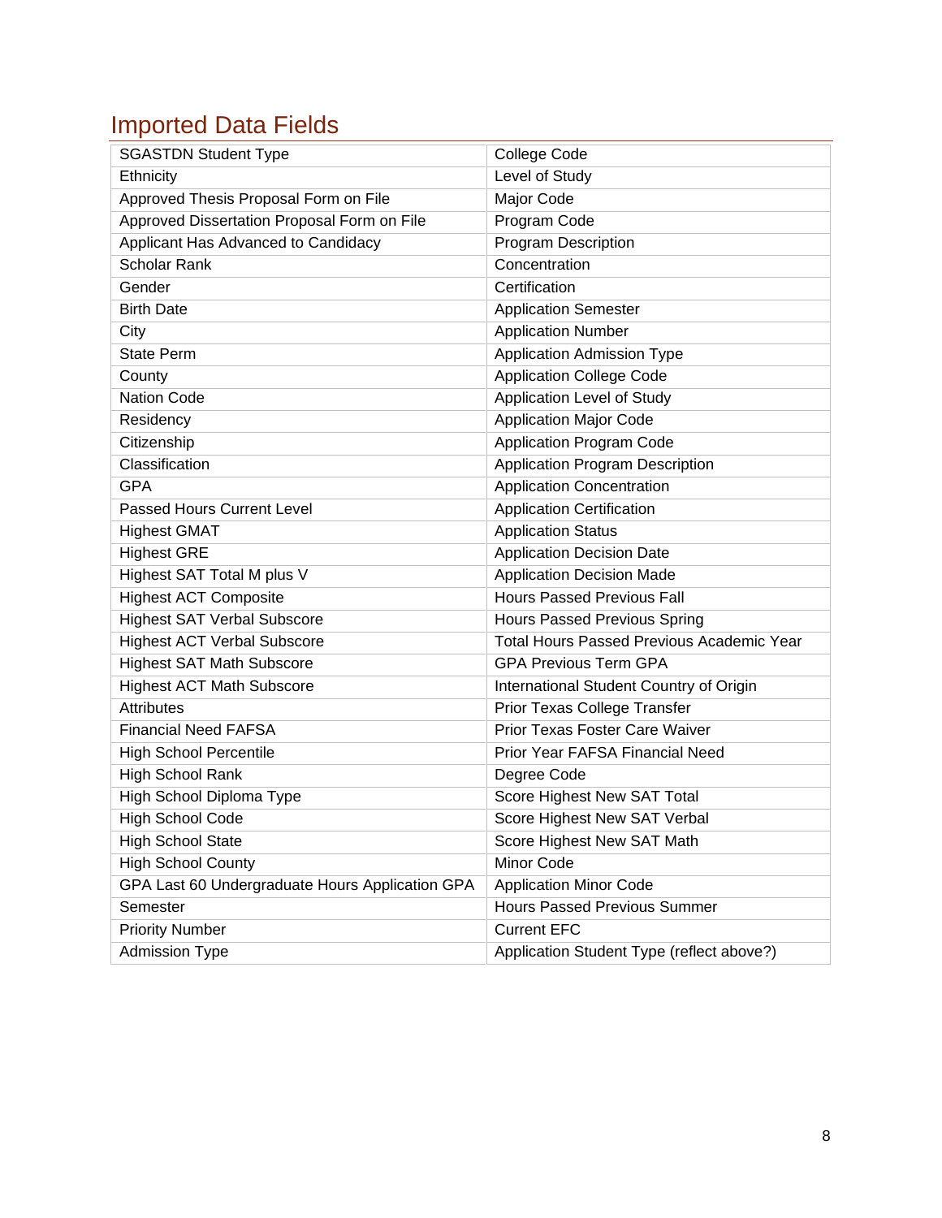## Imported Data Fields

| | |
|---|---|
| SGASTDN Student Type | College Code |
| Ethnicity | Level of Study |
| Approved Thesis Proposal Form on File | Major Code |
| Approved Dissertation Proposal Form on File | Program Code |
| Applicant Has Advanced to Candidacy | Program Description |
| Scholar Rank | Concentration |
| Gender | Certification |
| Birth Date | Application Semester |
| City | Application Number |
| State Perm | Application Admission Type |
| County | Application College Code |
| Nation Code | Application Level of Study |
| Residency | Application Major Code |
| Citizenship | Application Program Code |
| Classification | Application Program Description |
| GPA | Application Concentration |
| Passed Hours Current Level | Application Certification |
| Highest GMAT | Application Status |
| Highest GRE | Application Decision Date |
| Highest SAT Total M plus V | Application Decision Made |
| Highest ACT Composite | Hours Passed Previous Fall |
| Highest SAT Verbal Subscore | Hours Passed Previous Spring |
| Highest ACT Verbal Subscore | Total Hours Passed Previous Academic Year |
| Highest SAT Math Subscore | GPA Previous Term GPA |
| Highest ACT Math Subscore | International Student Country of Origin |
| Attributes | Prior Texas College Transfer |
| Financial Need FAFSA | Prior Texas Foster Care Waiver |
| High School Percentile | Prior Year FAFSA Financial Need |
| High School Rank | Degree Code |
| High School Diploma Type | Score Highest New SAT Total |
| High School Code | Score Highest New SAT Verbal |
| High School State | Score Highest New SAT Math |
| High School County | Minor Code |
| GPA Last 60 Undergraduate Hours Application GPA | Application Minor Code |
| Semester | Hours Passed Previous Summer |
| Priority Number | Current EFC |
| Admission Type | Application Student Type (reflect above?) |